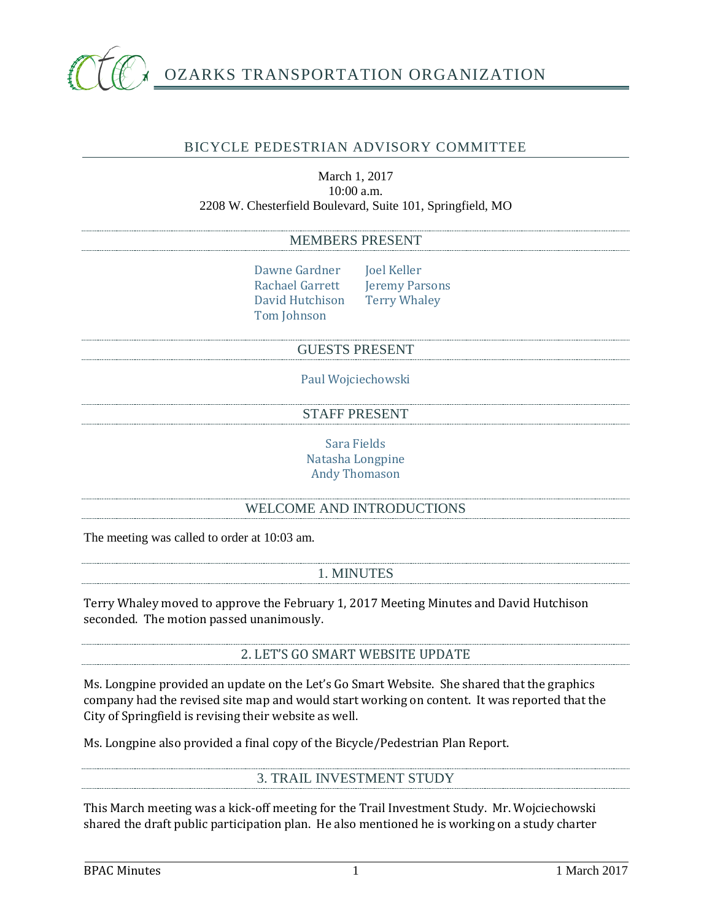# OZARKS TRANSPORTATION ORGANIZATION

## BICYCLE PEDESTRIAN ADVISORY COMMITTEE

March 1, 2017
10:00 a.m.
2208 W. Chesterfield Boulevard, Suite 101, Springfield, MO

### MEMBERS PRESENT

Dawne Gardner
Rachael Garrett
David Hutchison
Tom Johnson
Joel Keller
Jeremy Parsons
Terry Whaley

### GUESTS PRESENT

Paul Wojciechowski

### STAFF PRESENT

Sara Fields
Natasha Longpine
Andy Thomason

### WELCOME AND INTRODUCTIONS

The meeting was called to order at 10:03 am.

### 1. MINUTES

Terry Whaley moved to approve the February 1, 2017 Meeting Minutes and David Hutchison seconded. The motion passed unanimously.

### 2. LET'S GO SMART WEBSITE UPDATE

Ms. Longpine provided an update on the Let's Go Smart Website. She shared that the graphics company had the revised site map and would start working on content. It was reported that the City of Springfield is revising their website as well.

Ms. Longpine also provided a final copy of the Bicycle/Pedestrian Plan Report.

### 3. TRAIL INVESTMENT STUDY

This March meeting was a kick-off meeting for the Trail Investment Study. Mr. Wojciechowski shared the draft public participation plan. He also mentioned he is working on a study charter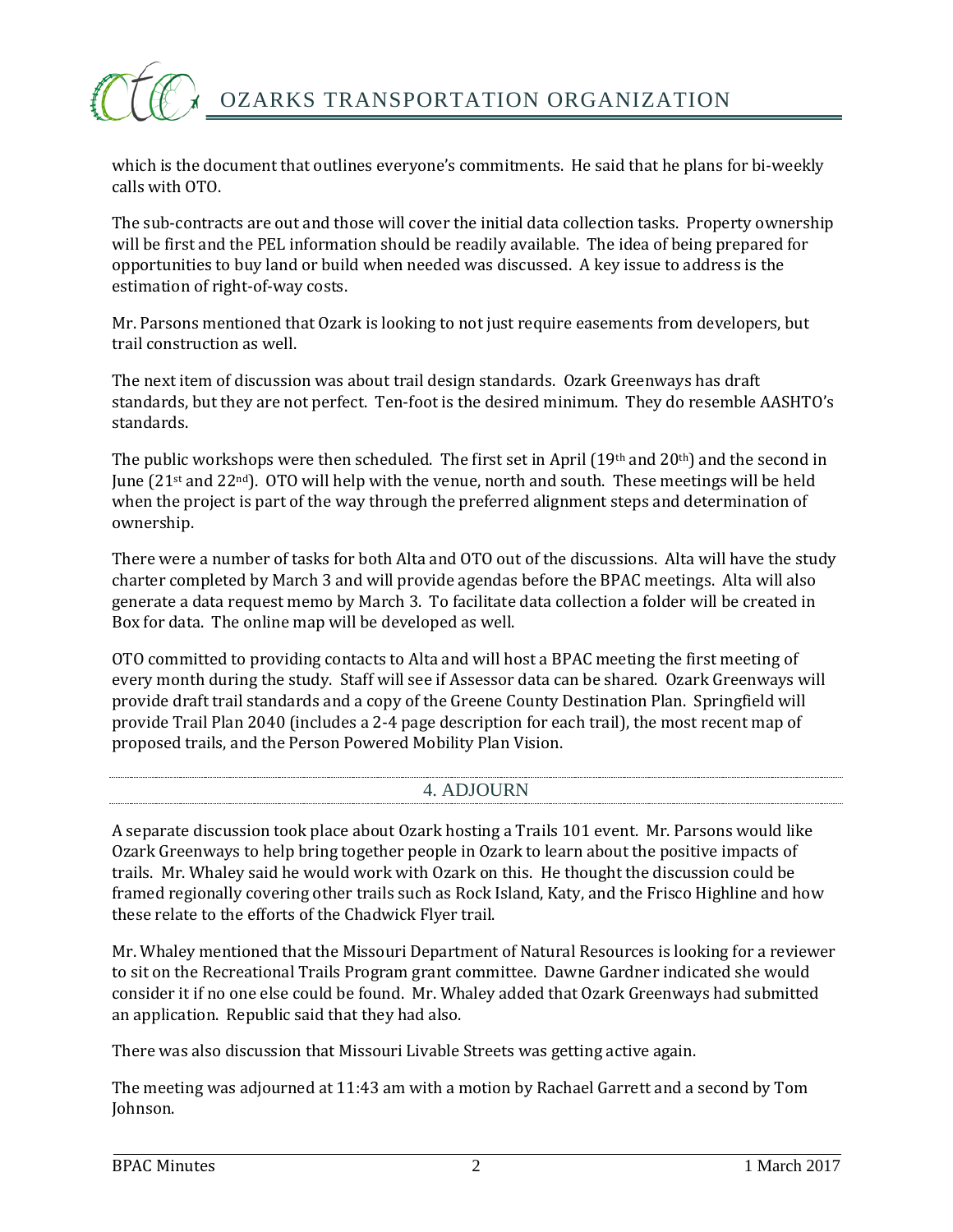which is the document that outlines everyone's commitments. He said that he plans for bi-weekly calls with OTO.

The sub-contracts are out and those will cover the initial data collection tasks. Property ownership will be first and the PEL information should be readily available. The idea of being prepared for opportunities to buy land or build when needed was discussed. A key issue to address is the estimation of right-of-way costs.

Mr. Parsons mentioned that Ozark is looking to not just require easements from developers, but trail construction as well.

The next item of discussion was about trail design standards. Ozark Greenways has draft standards, but they are not perfect. Ten-foot is the desired minimum. They do resemble AASHTO's standards.

The public workshops were then scheduled. The first set in April (19th and 20th) and the second in June (21st and 22nd). OTO will help with the venue, north and south. These meetings will be held when the project is part of the way through the preferred alignment steps and determination of ownership.

There were a number of tasks for both Alta and OTO out of the discussions. Alta will have the study charter completed by March 3 and will provide agendas before the BPAC meetings. Alta will also generate a data request memo by March 3. To facilitate data collection a folder will be created in Box for data. The online map will be developed as well.

OTO committed to providing contacts to Alta and will host a BPAC meeting the first meeting of every month during the study. Staff will see if Assessor data can be shared. Ozark Greenways will provide draft trail standards and a copy of the Greene County Destination Plan. Springfield will provide Trail Plan 2040 (includes a 2-4 page description for each trail), the most recent map of proposed trails, and the Person Powered Mobility Plan Vision.

## 4. ADJOURN

A separate discussion took place about Ozark hosting a Trails 101 event. Mr. Parsons would like Ozark Greenways to help bring together people in Ozark to learn about the positive impacts of trails. Mr. Whaley said he would work with Ozark on this. He thought the discussion could be framed regionally covering other trails such as Rock Island, Katy, and the Frisco Highline and how these relate to the efforts of the Chadwick Flyer trail.

Mr. Whaley mentioned that the Missouri Department of Natural Resources is looking for a reviewer to sit on the Recreational Trails Program grant committee. Dawne Gardner indicated she would consider it if no one else could be found. Mr. Whaley added that Ozark Greenways had submitted an application. Republic said that they had also.

There was also discussion that Missouri Livable Streets was getting active again.

The meeting was adjourned at 11:43 am with a motion by Rachael Garrett and a second by Tom Johnson.